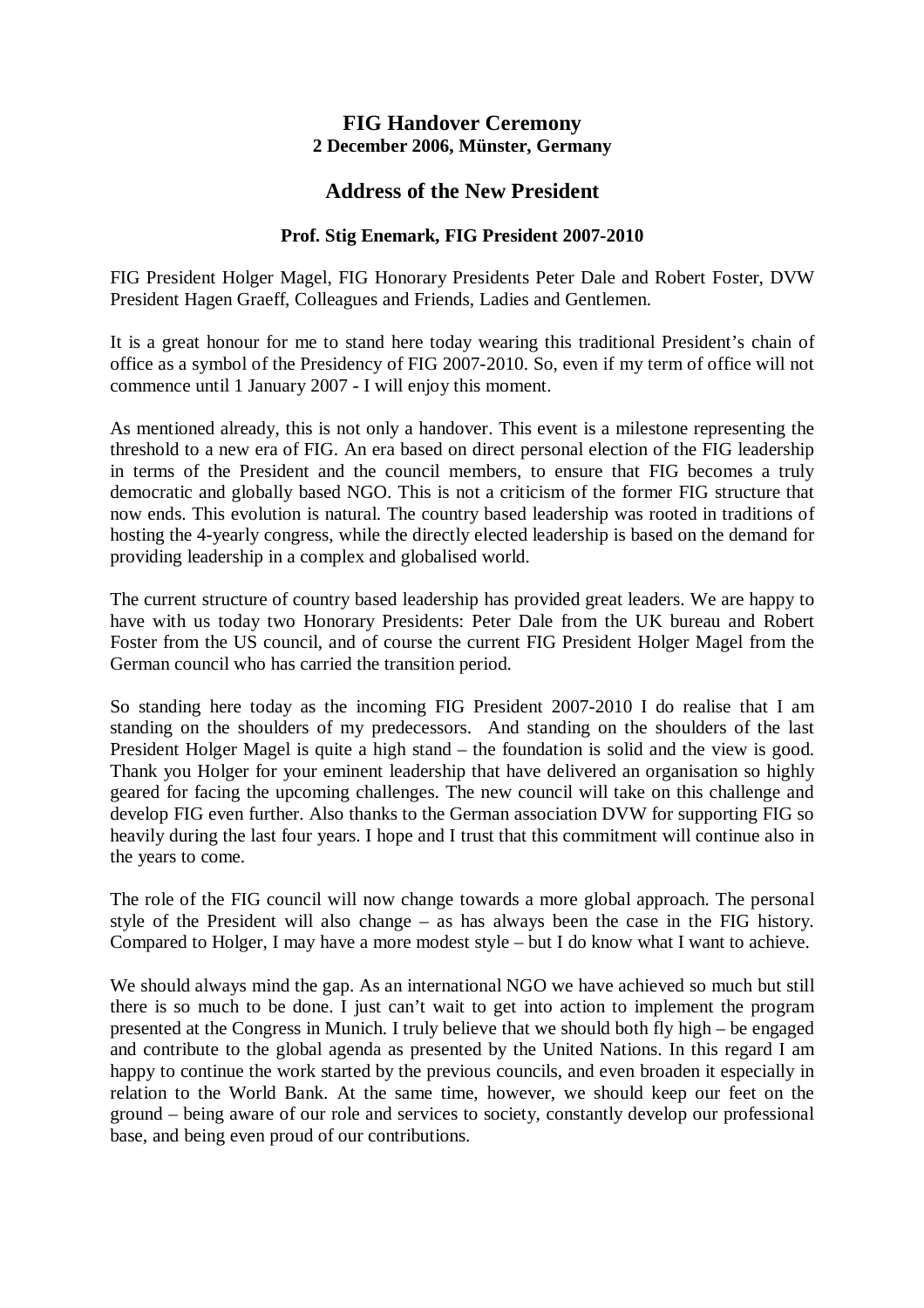# FIG Handover Ceremony

**2 December 2006, Münster, Germany**

## Address of the New President

### Prof. Stig Enemark, FIG President 2007-2010

FIG President Holger Magel, FIG Honorary Presidents Peter Dale and Robert Foster, DVW President Hagen Graeff, Colleagues and Friends, Ladies and Gentlemen.

It is a great honour for me to stand here today wearing this traditional President's chain of office as a symbol of the Presidency of FIG 2007-2010. So, even if my term of office will not commence until 1 January 2007 - I will enjoy this moment.

As mentioned already, this is not only a handover. This event is a milestone representing the threshold to a new era of FIG. An era based on direct personal election of the FIG leadership in terms of the President and the council members, to ensure that FIG becomes a truly democratic and globally based NGO. This is not a criticism of the former FIG structure that now ends. This evolution is natural. The country based leadership was rooted in traditions of hosting the 4-yearly congress, while the directly elected leadership is based on the demand for providing leadership in a complex and globalised world.

The current structure of country based leadership has provided great leaders. We are happy to have with us today two Honorary Presidents: Peter Dale from the UK bureau and Robert Foster from the US council, and of course the current FIG President Holger Magel from the German council who has carried the transition period.

So standing here today as the incoming FIG President 2007-2010 I do realise that I am standing on the shoulders of my predecessors. And standing on the shoulders of the last President Holger Magel is quite a high stand – the foundation is solid and the view is good. Thank you Holger for your eminent leadership that have delivered an organisation so highly geared for facing the upcoming challenges. The new council will take on this challenge and develop FIG even further. Also thanks to the German association DVW for supporting FIG so heavily during the last four years. I hope and I trust that this commitment will continue also in the years to come.

The role of the FIG council will now change towards a more global approach. The personal style of the President will also change – as has always been the case in the FIG history. Compared to Holger, I may have a more modest style – but I do know what I want to achieve.

We should always mind the gap. As an international NGO we have achieved so much but still there is so much to be done. I just can't wait to get into action to implement the program presented at the Congress in Munich. I truly believe that we should both fly high – be engaged and contribute to the global agenda as presented by the United Nations. In this regard I am happy to continue the work started by the previous councils, and even broaden it especially in relation to the World Bank. At the same time, however, we should keep our feet on the ground – being aware of our role and services to society, constantly develop our professional base, and being even proud of our contributions.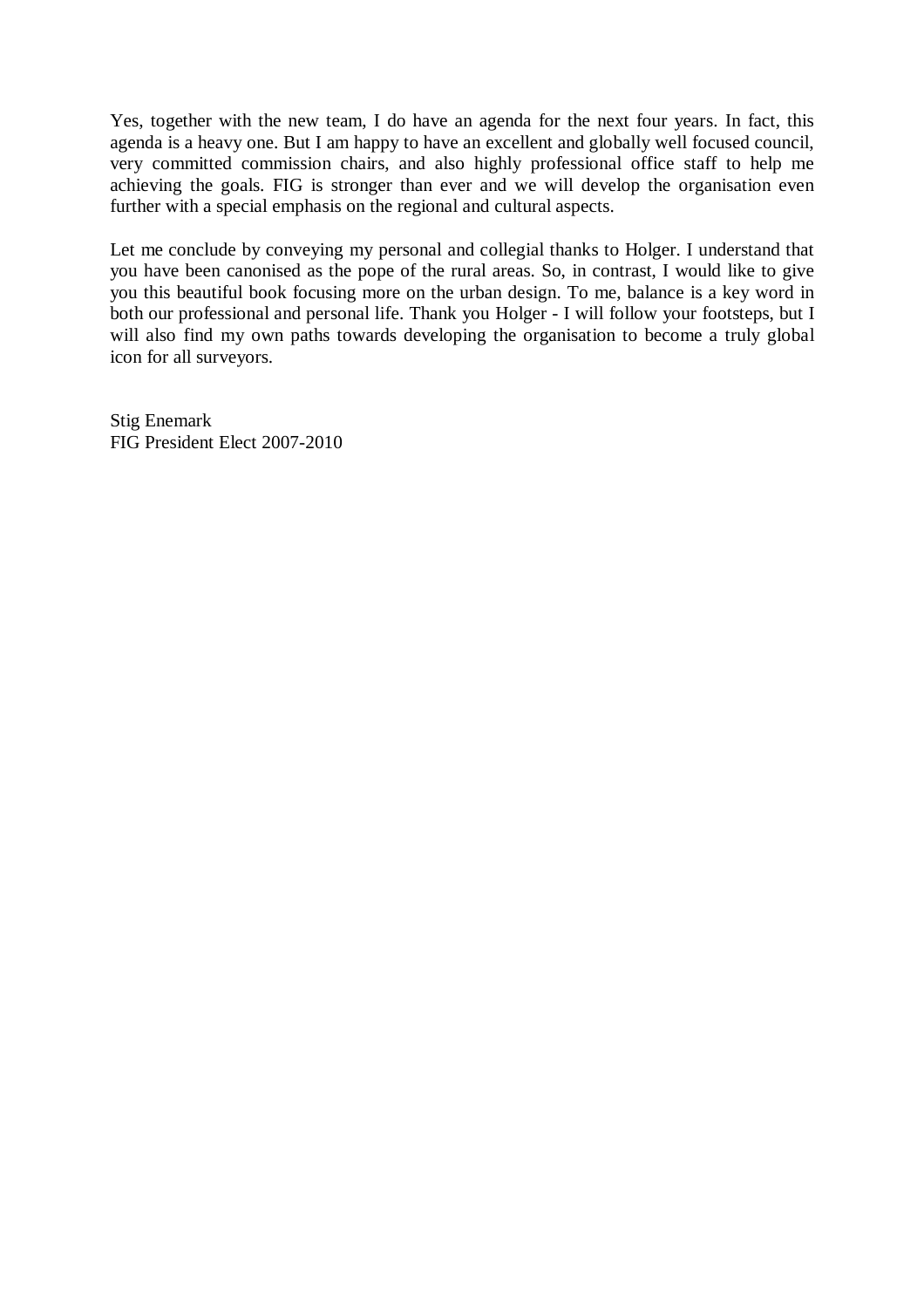Yes, together with the new team, I do have an agenda for the next four years. In fact, this agenda is a heavy one. But I am happy to have an excellent and globally well focused council, very committed commission chairs, and also highly professional office staff to help me achieving the goals. FIG is stronger than ever and we will develop the organisation even further with a special emphasis on the regional and cultural aspects.

Let me conclude by conveying my personal and collegial thanks to Holger. I understand that you have been canonised as the pope of the rural areas. So, in contrast, I would like to give you this beautiful book focusing more on the urban design. To me, balance is a key word in both our professional and personal life. Thank you Holger - I will follow your footsteps, but I will also find my own paths towards developing the organisation to become a truly global icon for all surveyors.

Stig Enemark  
FIG President Elect 2007-2010